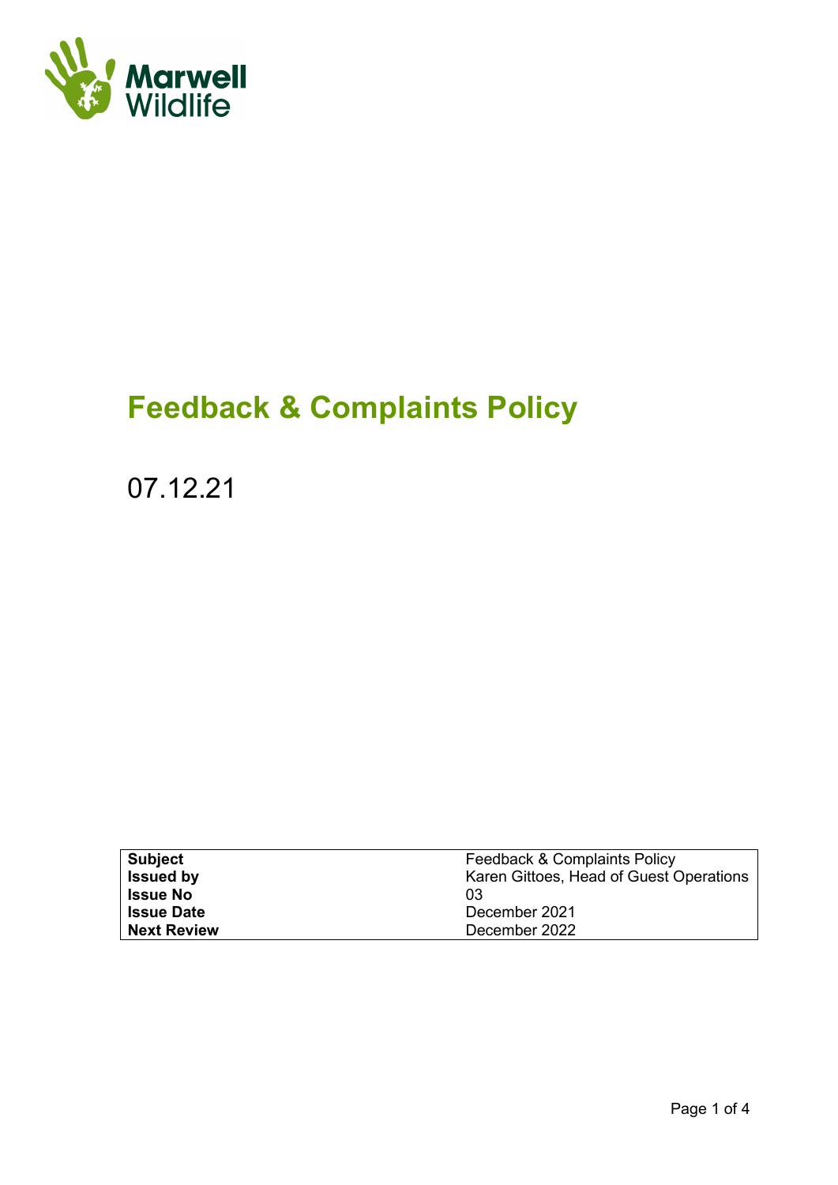Marwell Wildlife

# Feedback & Complaints Policy

07.12.21

| Subject | Feedback & Complaints Policy |
| --- | --- |
| **Issued by** | Karen Gittoes, Head of Guest Operations |
| **Issue No** | 03 |
| **Issue Date** | December 2021 |
| **Next Review** | December 2022 |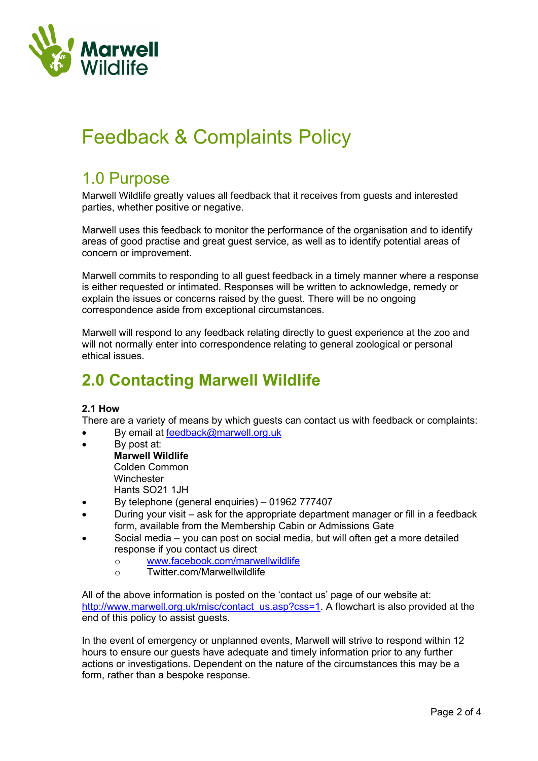# Feedback & Complaints Policy

## 1.0 Purpose

Marwell Wildlife greatly values all feedback that it receives from guests and interested parties, whether positive or negative.

Marwell uses this feedback to monitor the performance of the organisation and to identify areas of good practise and great guest service, as well as to identify potential areas of concern or improvement.

Marwell commits to responding to all guest feedback in a timely manner where a response is either requested or intimated. Responses will be written to acknowledge, remedy or explain the issues or concerns raised by the guest. There will be no ongoing correspondence aside from exceptional circumstances.

Marwell will respond to any feedback relating directly to guest experience at the zoo and will not normally enter into correspondence relating to general zoological or personal ethical issues.

## 2.0 Contacting Marwell Wildlife

**2.1 How**

There are a variety of means by which guests can contact us with feedback or complaints:

- By email at feedback@marwell.org.uk
- By post at:
  **Marwell Wildlife**
  Colden Common
  Winchester
  Hants SO21 1JH
- By telephone (general enquiries) – 01962 777407
- During your visit – ask for the appropriate department manager or fill in a feedback form, available from the Membership Cabin or Admissions Gate
- Social media – you can post on social media, but will often get a more detailed response if you contact us direct
  - www.facebook.com/marwellwildlife
  - Twitter.com/Marwellwildlife

All of the above information is posted on the 'contact us' page of our website at: http://www.marwell.org.uk/misc/contact_us.asp?css=1. A flowchart is also provided at the end of this policy to assist guests.

In the event of emergency or unplanned events, Marwell will strive to respond within 12 hours to ensure our guests have adequate and timely information prior to any further actions or investigations. Dependent on the nature of the circumstances this may be a form, rather than a bespoke response.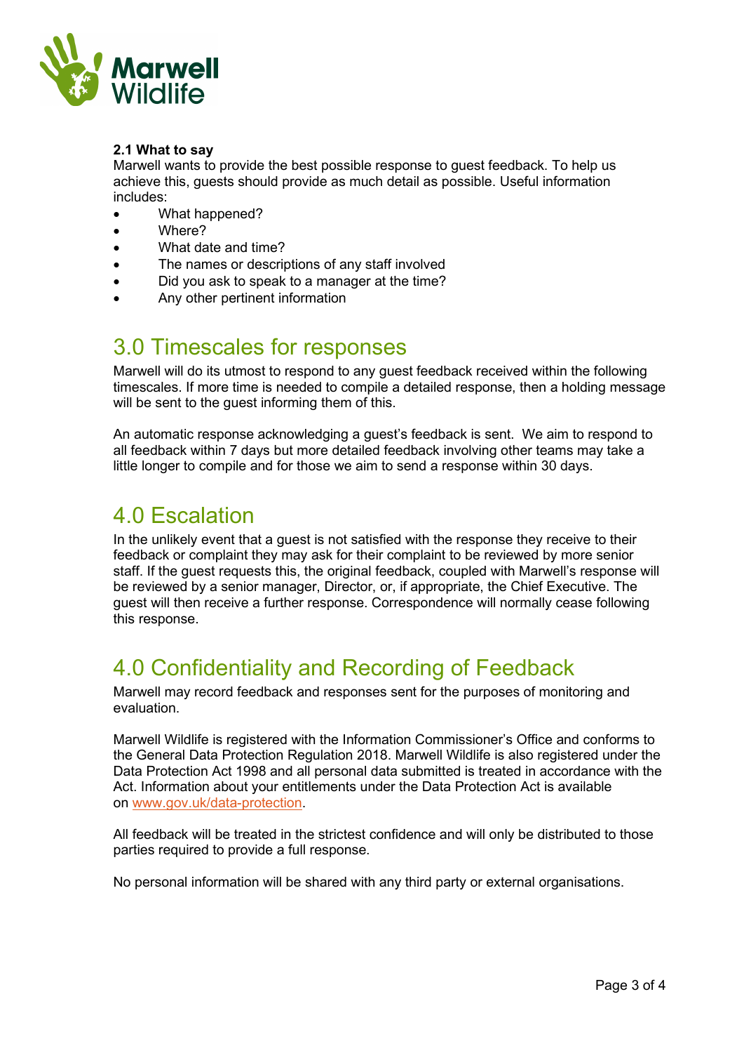**2.1 What to say**

Marwell wants to provide the best possible response to guest feedback. To help us achieve this, guests should provide as much detail as possible. Useful information includes:

- What happened?
- Where?
- What date and time?
- The names or descriptions of any staff involved
- Did you ask to speak to a manager at the time?
- Any other pertinent information

## 3.0 Timescales for responses

Marwell will do its utmost to respond to any guest feedback received within the following timescales. If more time is needed to compile a detailed response, then a holding message will be sent to the guest informing them of this.

An automatic response acknowledging a guest's feedback is sent. We aim to respond to all feedback within 7 days but more detailed feedback involving other teams may take a little longer to compile and for those we aim to send a response within 30 days.

## 4.0 Escalation

In the unlikely event that a guest is not satisfied with the response they receive to their feedback or complaint they may ask for their complaint to be reviewed by more senior staff. If the guest requests this, the original feedback, coupled with Marwell's response will be reviewed by a senior manager, Director, or, if appropriate, the Chief Executive. The guest will then receive a further response. Correspondence will normally cease following this response.

## 4.0 Confidentiality and Recording of Feedback

Marwell may record feedback and responses sent for the purposes of monitoring and evaluation.

Marwell Wildlife is registered with the Information Commissioner's Office and conforms to the General Data Protection Regulation 2018. Marwell Wildlife is also registered under the Data Protection Act 1998 and all personal data submitted is treated in accordance with the Act. Information about your entitlements under the Data Protection Act is available on [www.gov.uk/data-protection](http://www.gov.uk/data-protection).

All feedback will be treated in the strictest confidence and will only be distributed to those parties required to provide a full response.

No personal information will be shared with any third party or external organisations.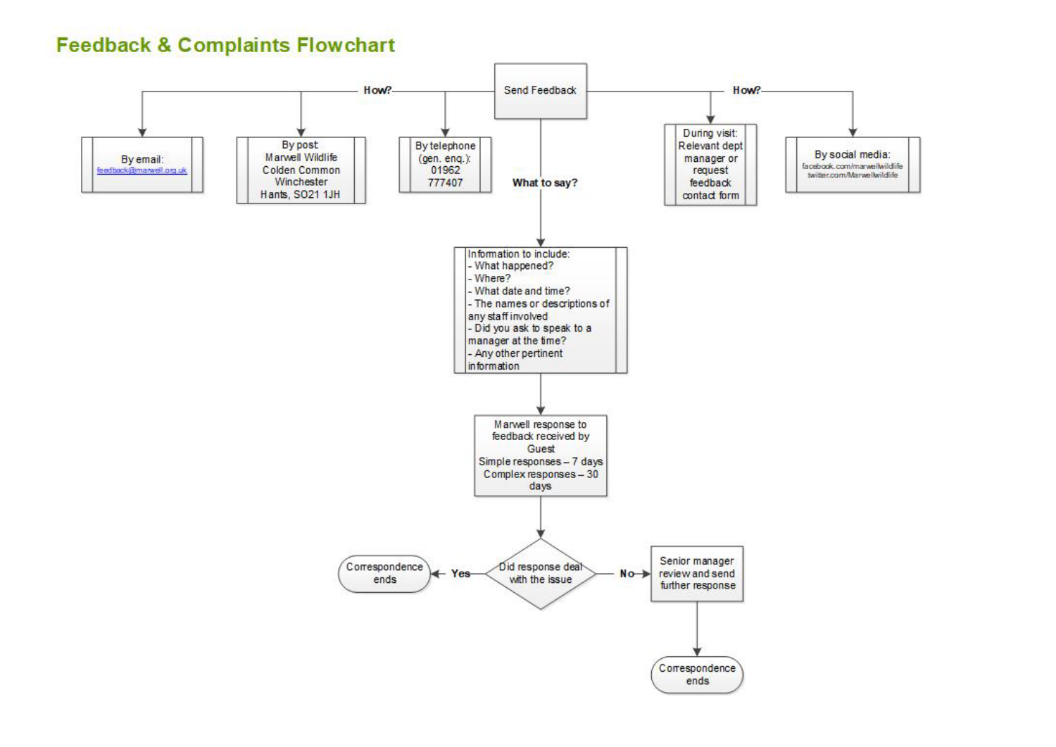# Feedback & Complaints Flowchart

Send Feedback

How?

By email:
feedback@marwell.org.uk

By post
Marwell Wildlife
Colden Common
Winchester
Hants, SO21 1JH

By telephone
(gen. enq.):
01962
777407

How?

During visit:
Relevant dept
manager or
request
feedback
contact form

By social media:
facebook.com/marwellwildlife
twitter.com/Marwellwildlife

What to say?

Information to include:
- What happened?
- Where?
- What date and time?
- The names or descriptions of any staff involved
- Did you ask to speak to a manager at the time?
- Any other pertinent information

Marwell response to feedback received by Guest
Simple responses – 7 days
Complex responses – 30 days

Did response deal with the issue

Yes

Correspondence ends

No

Senior manager review and send further response

Correspondence ends